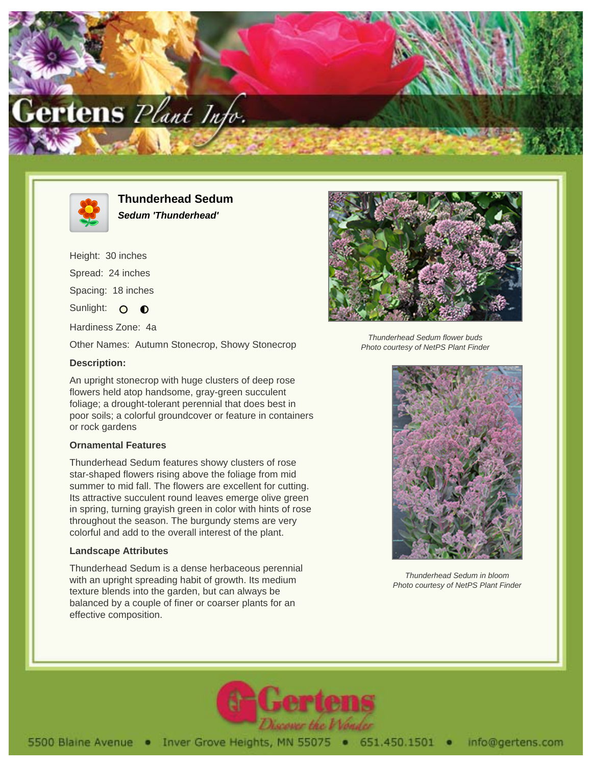# Thunderhead Sedum

***Sedum 'Thunderhead'***

Height: 30 inches

Spread: 24 inches

Spacing: 18 inches

Sunlight: ○ ◐

Hardiness Zone: 4a

Other Names: Autumn Stonecrop, Showy Stonecrop

### Description:

An upright stonecrop with huge clusters of deep rose flowers held atop handsome, gray-green succulent foliage; a drought-tolerant perennial that does best in poor soils; a colorful groundcover or feature in containers or rock gardens

### Ornamental Features

Thunderhead Sedum features showy clusters of rose star-shaped flowers rising above the foliage from mid summer to mid fall. The flowers are excellent for cutting. Its attractive succulent round leaves emerge olive green in spring, turning grayish green in color with hints of rose throughout the season. The burgundy stems are very colorful and add to the overall interest of the plant.

### Landscape Attributes

Thunderhead Sedum is a dense herbaceous perennial with an upright spreading habit of growth. Its medium texture blends into the garden, but can always be balanced by a couple of finer or coarser plants for an effective composition.

*Thunderhead Sedum flower buds*
*Photo courtesy of NetPS Plant Finder*

*Thunderhead Sedum in bloom*
*Photo courtesy of NetPS Plant Finder*

5500 Blaine Avenue • Inver Grove Heights, MN 55075 • 651.450.1501 • info@gertens.com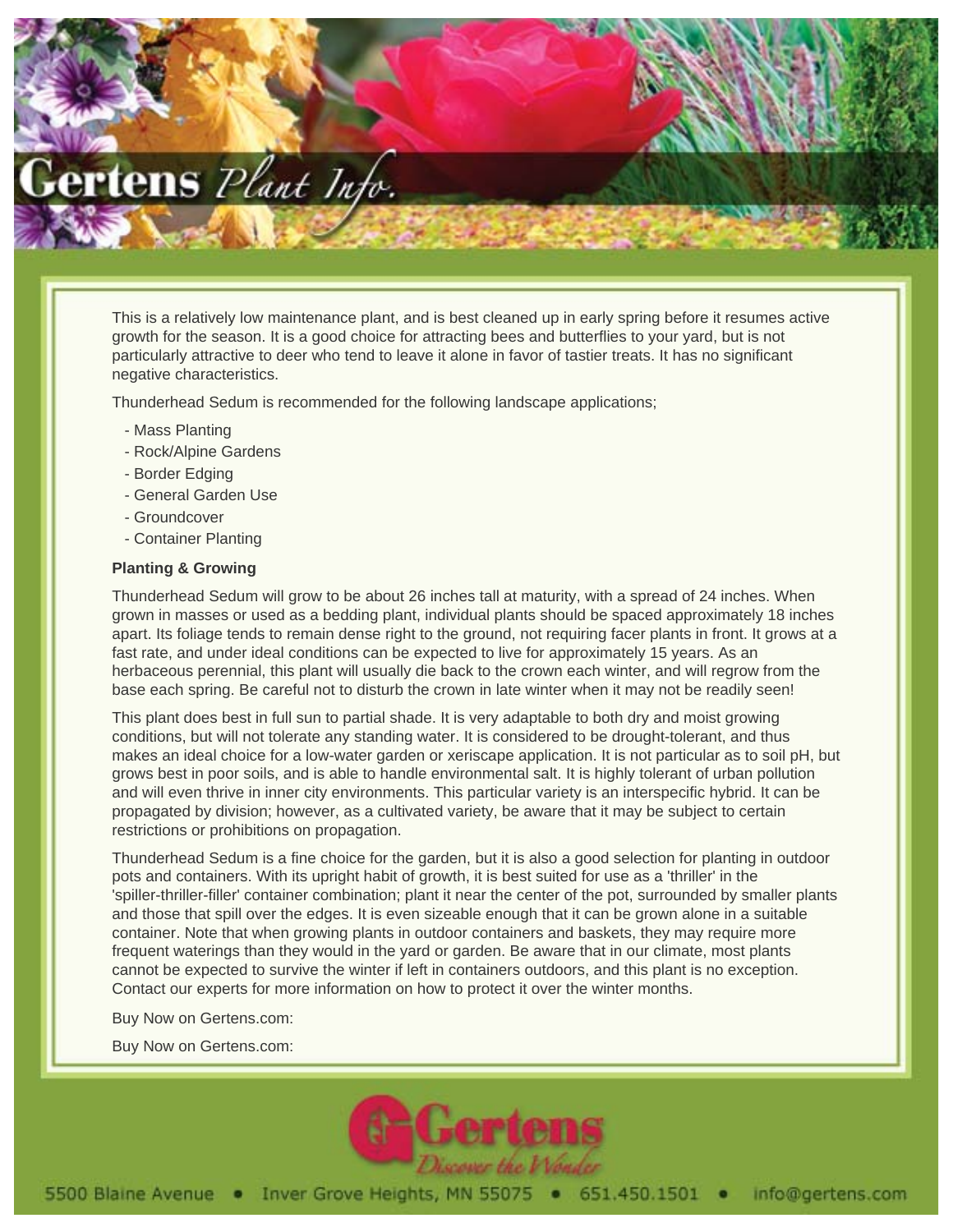This is a relatively low maintenance plant, and is best cleaned up in early spring before it resumes active growth for the season. It is a good choice for attracting bees and butterflies to your yard, but is not particularly attractive to deer who tend to leave it alone in favor of tastier treats. It has no significant negative characteristics.

Thunderhead Sedum is recommended for the following landscape applications;

- Mass Planting
- Rock/Alpine Gardens
- Border Edging
- General Garden Use
- Groundcover
- Container Planting

**Planting & Growing**

Thunderhead Sedum will grow to be about 26 inches tall at maturity, with a spread of 24 inches. When grown in masses or used as a bedding plant, individual plants should be spaced approximately 18 inches apart. Its foliage tends to remain dense right to the ground, not requiring facer plants in front. It grows at a fast rate, and under ideal conditions can be expected to live for approximately 15 years. As an herbaceous perennial, this plant will usually die back to the crown each winter, and will regrow from the base each spring. Be careful not to disturb the crown in late winter when it may not be readily seen!

This plant does best in full sun to partial shade. It is very adaptable to both dry and moist growing conditions, but will not tolerate any standing water. It is considered to be drought-tolerant, and thus makes an ideal choice for a low-water garden or xeriscape application. It is not particular as to soil pH, but grows best in poor soils, and is able to handle environmental salt. It is highly tolerant of urban pollution and will even thrive in inner city environments. This particular variety is an interspecific hybrid. It can be propagated by division; however, as a cultivated variety, be aware that it may be subject to certain restrictions or prohibitions on propagation.

Thunderhead Sedum is a fine choice for the garden, but it is also a good selection for planting in outdoor pots and containers. With its upright habit of growth, it is best suited for use as a 'thriller' in the 'spiller-thriller-filler' container combination; plant it near the center of the pot, surrounded by smaller plants and those that spill over the edges. It is even sizeable enough that it can be grown alone in a suitable container. Note that when growing plants in outdoor containers and baskets, they may require more frequent waterings than they would in the yard or garden. Be aware that in our climate, most plants cannot be expected to survive the winter if left in containers outdoors, and this plant is no exception. Contact our experts for more information on how to protect it over the winter months.

Buy Now on Gertens.com:

Buy Now on Gertens.com:

Gertens
Discover the Wonder

5500 Blaine Avenue • Inver Grove Heights, MN 55075 • 651.450.1501 • info@gertens.com